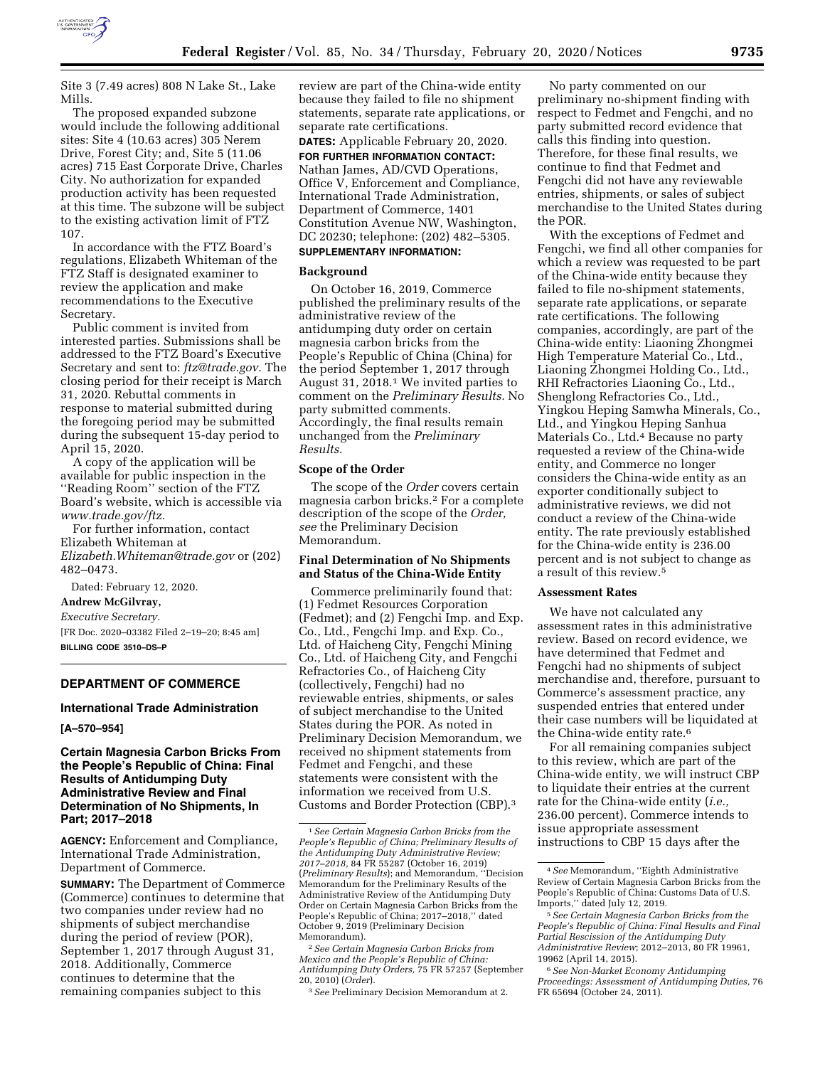Site 3 (7.49 acres) 808 N Lake St., Lake Mills.

The proposed expanded subzone would include the following additional sites: Site 4 (10.63 acres) 305 Nerem Drive, Forest City; and, Site 5 (11.06 acres) 715 East Corporate Drive, Charles City. No authorization for expanded production activity has been requested at this time. The subzone will be subject to the existing activation limit of FTZ 107.

In accordance with the FTZ Board's regulations, Elizabeth Whiteman of the FTZ Staff is designated examiner to review the application and make recommendations to the Executive Secretary.

Public comment is invited from interested parties. Submissions shall be addressed to the FTZ Board's Executive Secretary and sent to: *ftz@trade.gov.* The closing period for their receipt is March 31, 2020. Rebuttal comments in response to material submitted during the foregoing period may be submitted during the subsequent 15-day period to April 15, 2020.

A copy of the application will be available for public inspection in the ''Reading Room'' section of the FTZ Board's website, which is accessible via *www.trade.gov/ftz.*

For further information, contact Elizabeth Whiteman at *Elizabeth.Whiteman@trade.gov* or (202) 482–0473.

Dated: February 12, 2020.

**Andrew McGilvray,**

*Executive Secretary.*

[FR Doc. 2020–03382 Filed 2–19–20; 8:45 am]

**BILLING CODE 3510–DS–P**

## DEPARTMENT OF COMMERCE

### International Trade Administration

**[A–570–954]**

### Certain Magnesia Carbon Bricks From the People's Republic of China: Final Results of Antidumping Duty Administrative Review and Final Determination of No Shipments, In Part; 2017–2018

**AGENCY:** Enforcement and Compliance, International Trade Administration, Department of Commerce.

**SUMMARY:** The Department of Commerce (Commerce) continues to determine that two companies under review had no shipments of subject merchandise during the period of review (POR), September 1, 2017 through August 31, 2018. Additionally, Commerce continues to determine that the remaining companies subject to this review are part of the China-wide entity because they failed to file no shipment statements, separate rate applications, or separate rate certifications.

**DATES:** Applicable February 20, 2020.

**FOR FURTHER INFORMATION CONTACT:** Nathan James, AD/CVD Operations, Office V, Enforcement and Compliance, International Trade Administration, Department of Commerce, 1401 Constitution Avenue NW, Washington, DC 20230; telephone: (202) 482–5305.

**SUPPLEMENTARY INFORMATION:**

#### Background

On October 16, 2019, Commerce published the preliminary results of the administrative review of the antidumping duty order on certain magnesia carbon bricks from the People's Republic of China (China) for the period September 1, 2017 through August 31, 2018.[1] We invited parties to comment on the *Preliminary Results.* No party submitted comments. Accordingly, the final results remain unchanged from the *Preliminary Results.*

#### Scope of the Order

The scope of the *Order* covers certain magnesia carbon bricks.[2] For a complete description of the scope of the *Order, see* the Preliminary Decision Memorandum.

#### Final Determination of No Shipments and Status of the China-Wide Entity

Commerce preliminarily found that: (1) Fedmet Resources Corporation (Fedmet); and (2) Fengchi Imp. and Exp. Co., Ltd., Fengchi Imp. and Exp. Co., Ltd. of Haicheng City, Fengchi Mining Co., Ltd. of Haicheng City, and Fengchi Refractories Co., of Haicheng City (collectively, Fengchi) had no reviewable entries, shipments, or sales of subject merchandise to the United States during the POR. As noted in Preliminary Decision Memorandum, we received no shipment statements from Fedmet and Fengchi, and these statements were consistent with the information we received from U.S. Customs and Border Protection (CBP).[3]

No party commented on our preliminary no-shipment finding with respect to Fedmet and Fengchi, and no party submitted record evidence that calls this finding into question. Therefore, for these final results, we continue to find that Fedmet and Fengchi did not have any reviewable entries, shipments, or sales of subject merchandise to the United States during the POR.

With the exceptions of Fedmet and Fengchi, we find all other companies for which a review was requested to be part of the China-wide entity because they failed to file no-shipment statements, separate rate applications, or separate rate certifications. The following companies, accordingly, are part of the China-wide entity: Liaoning Zhongmei High Temperature Material Co., Ltd., Liaoning Zhongmei Holding Co., Ltd., RHI Refractories Liaoning Co., Ltd., Shenglong Refractories Co., Ltd., Yingkou Heping Samwha Minerals, Co., Ltd., and Yingkou Heping Sanhua Materials Co., Ltd.[4] Because no party requested a review of the China-wide entity, and Commerce no longer considers the China-wide entity as an exporter conditionally subject to administrative reviews, we did not conduct a review of the China-wide entity. The rate previously established for the China-wide entity is 236.00 percent and is not subject to change as a result of this review.[5]

#### Assessment Rates

We have not calculated any assessment rates in this administrative review. Based on record evidence, we have determined that Fedmet and Fengchi had no shipments of subject merchandise and, therefore, pursuant to Commerce's assessment practice, any suspended entries that entered under their case numbers will be liquidated at the China-wide entity rate.[6]

For all remaining companies subject to this review, which are part of the China-wide entity, we will instruct CBP to liquidate their entries at the current rate for the China-wide entity (*i.e.,* 236.00 percent). Commerce intends to issue appropriate assessment instructions to CBP 15 days after the

---

[1] *See Certain Magnesia Carbon Bricks from the People's Republic of China; Preliminary Results of the Antidumping Duty Administrative Review; 2017–2018,* 84 FR 55287 (October 16, 2019) (*Preliminary Results*); and Memorandum, ''Decision Memorandum for the Preliminary Results of the Administrative Review of the Antidumping Duty Order on Certain Magnesia Carbon Bricks from the People's Republic of China; 2017–2018,'' dated October 9, 2019 (Preliminary Decision Memorandum).

[2] *See Certain Magnesia Carbon Bricks from Mexico and the People's Republic of China: Antidumping Duty Orders,* 75 FR 57257 (September 20, 2010) (*Order*).

[3] *See* Preliminary Decision Memorandum at 2.

[4] *See* Memorandum, ''Eighth Administrative Review of Certain Magnesia Carbon Bricks from the People's Republic of China: Customs Data of U.S. Imports,'' dated July 12, 2019.

[5] *See Certain Magnesia Carbon Bricks from the People's Republic of China: Final Results and Final Partial Rescission of the Antidumping Duty Administrative Review*; 2012–2013, 80 FR 19961, 19962 (April 14, 2015).

[6] *See Non-Market Economy Antidumping Proceedings: Assessment of Antidumping Duties,* 76 FR 65694 (October 24, 2011).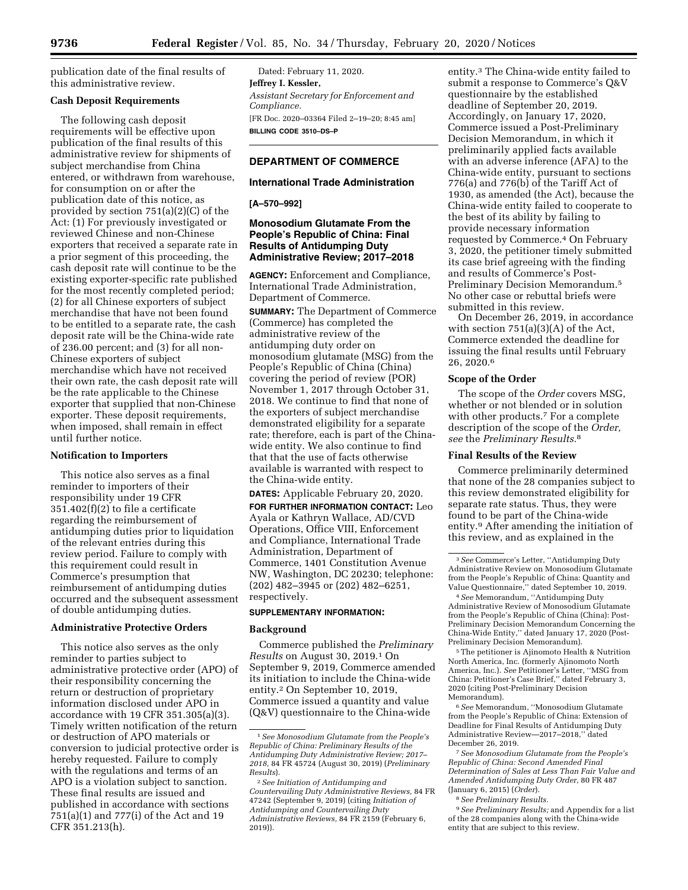publication date of the final results of this administrative review.

**Cash Deposit Requirements**

The following cash deposit requirements will be effective upon publication of the final results of this administrative review for shipments of subject merchandise from China entered, or withdrawn from warehouse, for consumption on or after the publication date of this notice, as provided by section 751(a)(2)(C) of the Act: (1) For previously investigated or reviewed Chinese and non-Chinese exporters that received a separate rate in a prior segment of this proceeding, the cash deposit rate will continue to be the existing exporter-specific rate published for the most recently completed period; (2) for all Chinese exporters of subject merchandise that have not been found to be entitled to a separate rate, the cash deposit rate will be the China-wide rate of 236.00 percent; and (3) for all non-Chinese exporters of subject merchandise which have not received their own rate, the cash deposit rate will be the rate applicable to the Chinese exporter that supplied that non-Chinese exporter. These deposit requirements, when imposed, shall remain in effect until further notice.

**Notification to Importers**

This notice also serves as a final reminder to importers of their responsibility under 19 CFR 351.402(f)(2) to file a certificate regarding the reimbursement of antidumping duties prior to liquidation of the relevant entries during this review period. Failure to comply with this requirement could result in Commerce's presumption that reimbursement of antidumping duties occurred and the subsequent assessment of double antidumping duties.

**Administrative Protective Orders**

This notice also serves as the only reminder to parties subject to administrative protective order (APO) of their responsibility concerning the return or destruction of proprietary information disclosed under APO in accordance with 19 CFR 351.305(a)(3). Timely written notification of the return or destruction of APO materials or conversion to judicial protective order is hereby requested. Failure to comply with the regulations and terms of an APO is a violation subject to sanction. These final results are issued and published in accordance with sections 751(a)(1) and 777(i) of the Act and 19 CFR 351.213(h).

Dated: February 11, 2020.

**Jeffrey I. Kessler,**

*Assistant Secretary for Enforcement and Compliance.*

[FR Doc. 2020–03364 Filed 2–19–20; 8:45 am]

**BILLING CODE 3510–DS–P**

---

## DEPARTMENT OF COMMERCE

### International Trade Administration

**[A–570–992]**

### Monosodium Glutamate From the People's Republic of China: Final Results of Antidumping Duty Administrative Review; 2017–2018

**AGENCY:** Enforcement and Compliance, International Trade Administration, Department of Commerce.

**SUMMARY:** The Department of Commerce (Commerce) has completed the administrative review of the antidumping duty order on monosodium glutamate (MSG) from the People's Republic of China (China) covering the period of review (POR) November 1, 2017 through October 31, 2018. We continue to find that none of the exporters of subject merchandise demonstrated eligibility for a separate rate; therefore, each is part of the China-wide entity. We also continue to find that that the use of facts otherwise available is warranted with respect to the China-wide entity.

**DATES:** Applicable February 20, 2020.

**FOR FURTHER INFORMATION CONTACT:** Leo Ayala or Kathryn Wallace, AD/CVD Operations, Office VIII, Enforcement and Compliance, International Trade Administration, Department of Commerce, 1401 Constitution Avenue NW, Washington, DC 20230; telephone: (202) 482–3945 or (202) 482–6251, respectively.

**SUPPLEMENTARY INFORMATION:**

**Background**

Commerce published the *Preliminary Results* on August 30, 2019.[1] On September 9, 2019, Commerce amended its initiation to include the China-wide entity.[2] On September 10, 2019, Commerce issued a quantity and value (Q&V) questionnaire to the China-wide entity.[3] The China-wide entity failed to submit a response to Commerce's Q&V questionnaire by the established deadline of September 20, 2019. Accordingly, on January 17, 2020, Commerce issued a Post-Preliminary Decision Memorandum, in which it preliminarily applied facts available with an adverse inference (AFA) to the China-wide entity, pursuant to sections 776(a) and 776(b) of the Tariff Act of 1930, as amended (the Act), because the China-wide entity failed to cooperate to the best of its ability by failing to provide necessary information requested by Commerce.[4] On February 3, 2020, the petitioner timely submitted its case brief agreeing with the finding and results of Commerce's Post-Preliminary Decision Memorandum.[5] No other case or rebuttal briefs were submitted in this review.

On December 26, 2019, in accordance with section 751(a)(3)(A) of the Act, Commerce extended the deadline for issuing the final results until February 26, 2020.[6]

**Scope of the Order**

The scope of the *Order* covers MSG, whether or not blended or in solution with other products.[7] For a complete description of the scope of the *Order, see* the *Preliminary Results.*[8]

**Final Results of the Review**

Commerce preliminarily determined that none of the 28 companies subject to this review demonstrated eligibility for separate rate status. Thus, they were found to be part of the China-wide entity.[9] After amending the initiation of this review, and as explained in the

---

[1] *See Monosodium Glutamate from the People's Republic of China: Preliminary Results of the Antidumping Duty Administrative Review; 2017–2018,* 84 FR 45724 (August 30, 2019) (*Preliminary Results*).

[2] *See Initiation of Antidumping and Countervailing Duty Administrative Reviews,* 84 FR 47242 (September 9, 2019) (citing *Initiation of Antidumping and Countervailing Duty Administrative Reviews,* 84 FR 2159 (February 6, 2019)).

[3] *See* Commerce's Letter, ''Antidumping Duty Administrative Review on Monosodium Glutamate from the People's Republic of China: Quantity and Value Questionnaire,'' dated September 10, 2019.

[4] *See* Memorandum, ''Antidumping Duty Administrative Review of Monosodium Glutamate from the People's Republic of China (China): Post-Preliminary Decision Memorandum Concerning the China-Wide Entity,'' dated January 17, 2020 (Post-Preliminary Decision Memorandum).

[5] The petitioner is Ajinomoto Health & Nutrition North America, Inc. (formerly Ajinomoto North America, Inc.). *See* Petitioner's Letter, ''MSG from China: Petitioner's Case Brief,'' dated February 3, 2020 (citing Post-Preliminary Decision Memorandum).

[6] *See* Memorandum, ''Monosodium Glutamate from the People's Republic of China: Extension of Deadline for Final Results of Antidumping Duty Administrative Review—2017–2018,'' dated December 26, 2019.

[7] *See Monosodium Glutamate from the People's Republic of China: Second Amended Final Determination of Sales at Less Than Fair Value and Amended Antidumping Duty Order,* 80 FR 487 (January 6, 2015) (*Order*).

[8] *See Preliminary Results.*

[9] *See Preliminary Results;* and Appendix for a list of the 28 companies along with the China-wide entity that are subject to this review.